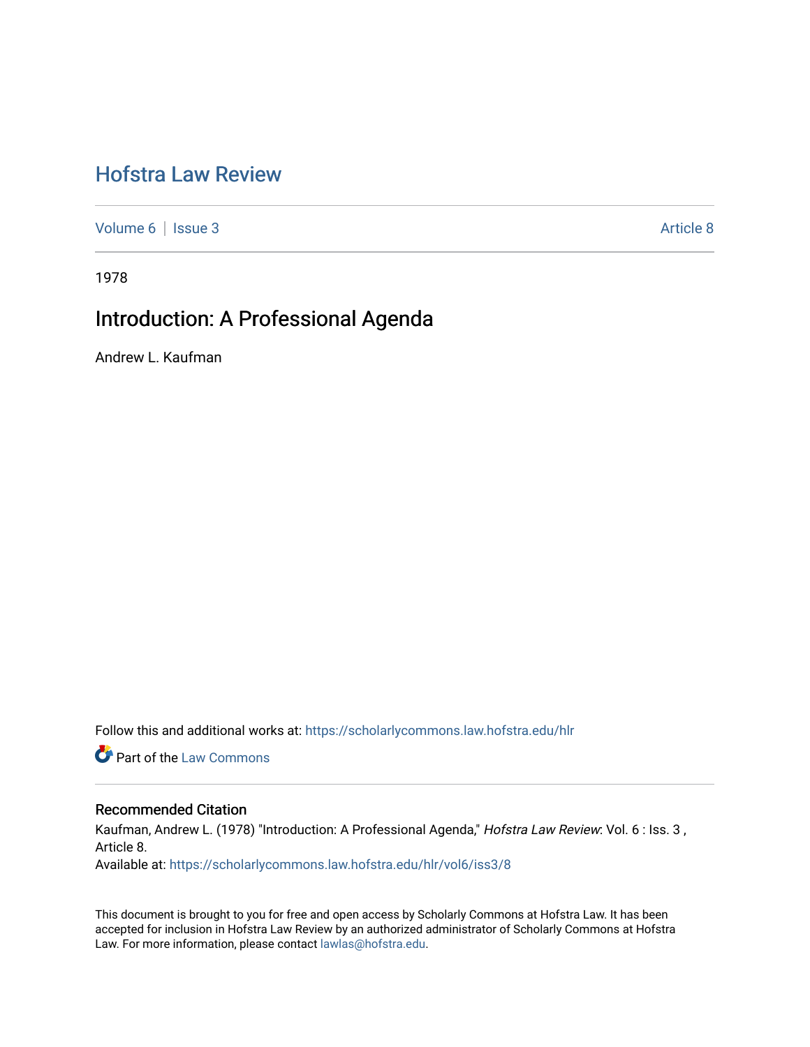# Hofstra Law Review

Volume 6 | Issue 3 Article 8

1978

## Introduction: A Professional Agenda

Andrew L. Kaufman

Follow this and additional works at: https://scholarlycommons.law.hofstra.edu/hlr

Part of the Law Commons

### Recommended Citation

Kaufman, Andrew L. (1978) "Introduction: A Professional Agenda," *Hofstra Law Review*: Vol. 6 : Iss. 3 , Article 8.

Available at: https://scholarlycommons.law.hofstra.edu/hlr/vol6/iss3/8

This document is brought to you for free and open access by Scholarly Commons at Hofstra Law. It has been accepted for inclusion in Hofstra Law Review by an authorized administrator of Scholarly Commons at Hofstra Law. For more information, please contact lawlas@hofstra.edu.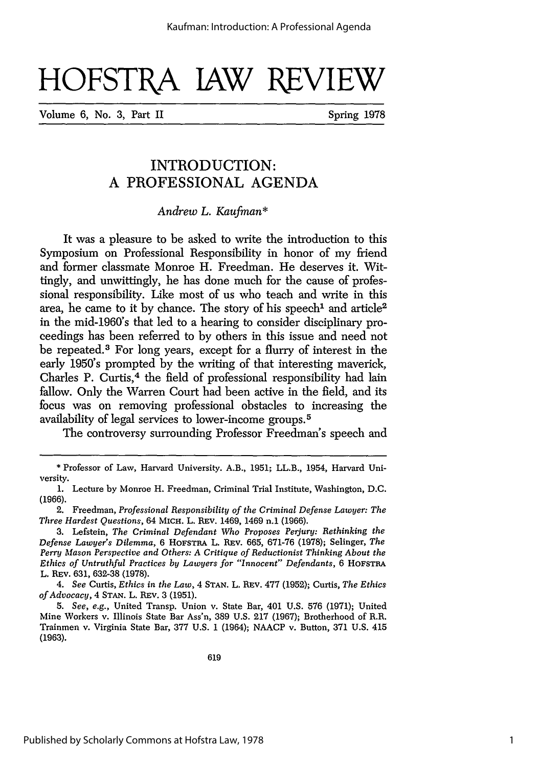# HOFSTRA LAW REVIEW

Volume 6, No. 3, Part II — Spring 1978

## INTRODUCTION: A PROFESSIONAL AGENDA

*Andrew L. Kaufman**

It was a pleasure to be asked to write the introduction to this Symposium on Professional Responsibility in honor of my friend and former classmate Monroe H. Freedman. He deserves it. Wittingly, and unwittingly, he has done much for the cause of professional responsibility. Like most of us who teach and write in this area, he came to it by chance. The story of his speech[1] and article[2] in the mid-1960's that led to a hearing to consider disciplinary proceedings has been referred to by others in this issue and need not be repeated.[3] For long years, except for a flurry of interest in the early 1950's prompted by the writing of that interesting maverick, Charles P. Curtis,[4] the field of professional responsibility had lain fallow. Only the Warren Court had been active in the field, and its focus was on removing professional obstacles to increasing the availability of legal services to lower-income groups.[5]

The controversy surrounding Professor Freedman's speech and

---

\* Professor of Law, Harvard University. A.B., 1951; LL.B., 1954, Harvard University.

1. Lecture by Monroe H. Freedman, Criminal Trial Institute, Washington, D.C. (1966).

2. Freedman, *Professional Responsibility of the Criminal Defense Lawyer: The Three Hardest Questions*, 64 MICH. L. REV. 1469, 1469 n.1 (1966).

3. Lefstein, *The Criminal Defendant Who Proposes Perjury: Rethinking the Defense Lawyer's Dilemma*, 6 HOFSTRA L. REV. 665, 671-76 (1978); Selinger, *The Perry Mason Perspective and Others: A Critique of Reductionist Thinking About the Ethics of Untruthful Practices by Lawyers for "Innocent" Defendants*, 6 HOFSTRA L. REV. 631, 632-38 (1978).

4. *See* Curtis, *Ethics in the Law*, 4 STAN. L. REV. 477 (1952); Curtis, *The Ethics of Advocacy*, 4 STAN. L. REV. 3 (1951).

5. *See, e.g.*, United Transp. Union v. State Bar, 401 U.S. 576 (1971); United Mine Workers v. Illinois State Bar Ass'n, 389 U.S. 217 (1967); Brotherhood of R.R. Trainmen v. Virginia State Bar, 377 U.S. 1 (1964); NAACP v. Button, 371 U.S. 415 (1963).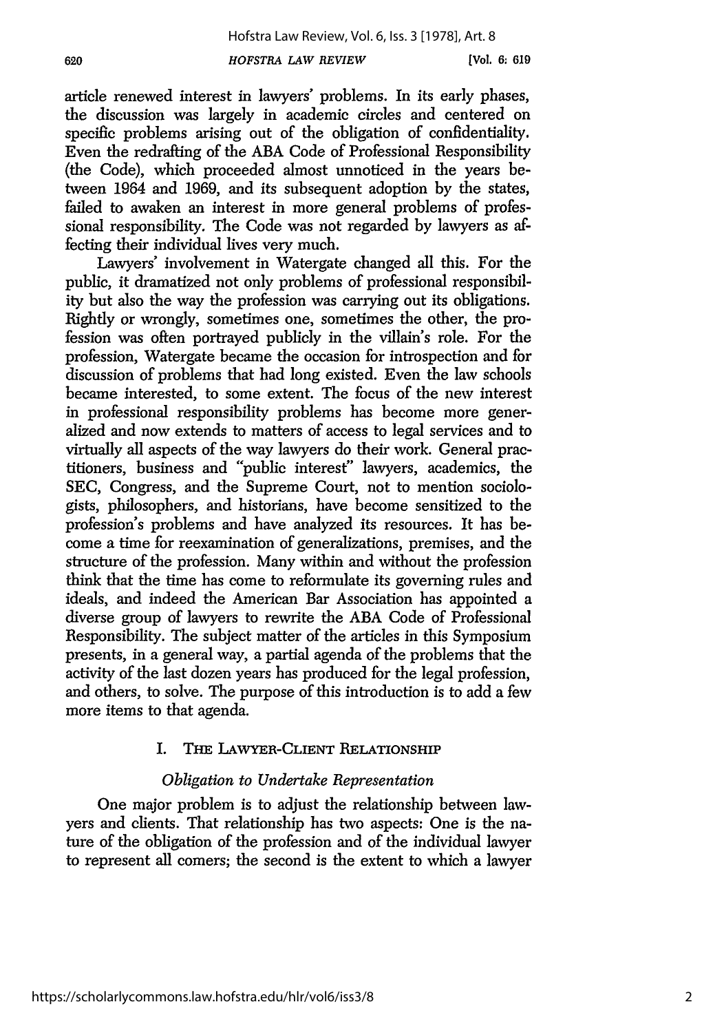article renewed interest in lawyers' problems. In its early phases, the discussion was largely in academic circles and centered on specific problems arising out of the obligation of confidentiality. Even the redrafting of the ABA Code of Professional Responsibility (the Code), which proceeded almost unnoticed in the years between 1964 and 1969, and its subsequent adoption by the states, failed to awaken an interest in more general problems of professional responsibility. The Code was not regarded by lawyers as affecting their individual lives very much.

Lawyers' involvement in Watergate changed all this. For the public, it dramatized not only problems of professional responsibility but also the way the profession was carrying out its obligations. Rightly or wrongly, sometimes one, sometimes the other, the profession was often portrayed publicly in the villain's role. For the profession, Watergate became the occasion for introspection and for discussion of problems that had long existed. Even the law schools became interested, to some extent. The focus of the new interest in professional responsibility problems has become more generalized and now extends to matters of access to legal services and to virtually all aspects of the way lawyers do their work. General practitioners, business and "public interest" lawyers, academics, the SEC, Congress, and the Supreme Court, not to mention sociologists, philosophers, and historians, have become sensitized to the profession's problems and have analyzed its resources. It has become a time for reexamination of generalizations, premises, and the structure of the profession. Many within and without the profession think that the time has come to reformulate its governing rules and ideals, and indeed the American Bar Association has appointed a diverse group of lawyers to rewrite the ABA Code of Professional Responsibility. The subject matter of the articles in this Symposium presents, in a general way, a partial agenda of the problems that the activity of the last dozen years has produced for the legal profession, and others, to solve. The purpose of this introduction is to add a few more items to that agenda.

## I. THE LAWYER-CLIENT RELATIONSHIP

### *Obligation to Undertake Representation*

One major problem is to adjust the relationship between lawyers and clients. That relationship has two aspects: One is the nature of the obligation of the profession and of the individual lawyer to represent all comers; the second is the extent to which a lawyer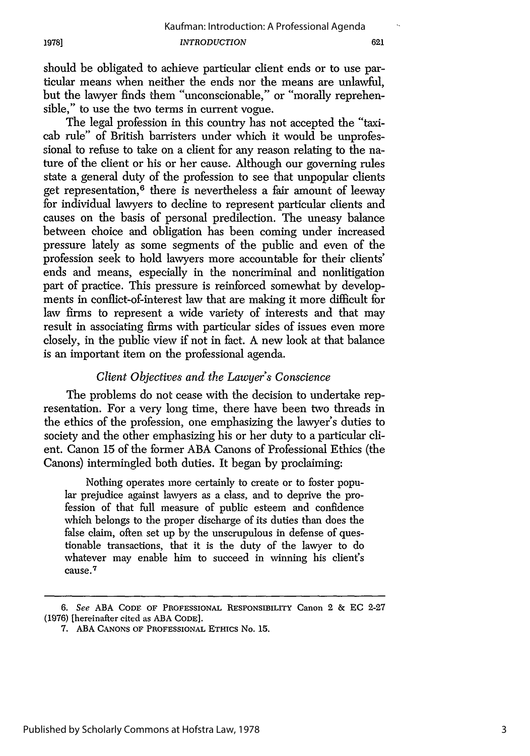should be obligated to achieve particular client ends or to use particular means when neither the ends nor the means are unlawful, but the lawyer finds them "unconscionable," or "morally reprehensible," to use the two terms in current vogue.

The legal profession in this country has not accepted the "taxicab rule" of British barristers under which it would be unprofessional to refuse to take on a client for any reason relating to the nature of the client or his or her cause. Although our governing rules state a general duty of the profession to see that unpopular clients get representation,[6] there is nevertheless a fair amount of leeway for individual lawyers to decline to represent particular clients and causes on the basis of personal predilection. The uneasy balance between choice and obligation has been coming under increased pressure lately as some segments of the public and even of the profession seek to hold lawyers more accountable for their clients' ends and means, especially in the noncriminal and nonlitigation part of practice. This pressure is reinforced somewhat by developments in conflict-of-interest law that are making it more difficult for law firms to represent a wide variety of interests and that may result in associating firms with particular sides of issues even more closely, in the public view if not in fact. A new look at that balance is an important item on the professional agenda.

### *Client Objectives and the Lawyer's Conscience*

The problems do not cease with the decision to undertake representation. For a very long time, there have been two threads in the ethics of the profession, one emphasizing the lawyer's duties to society and the other emphasizing his or her duty to a particular client. Canon 15 of the former ABA Canons of Professional Ethics (the Canons) intermingled both duties. It began by proclaiming:

> Nothing operates more certainly to create or to foster popular prejudice against lawyers as a class, and to deprive the profession of that full measure of public esteem and confidence which belongs to the proper discharge of its duties than does the false claim, often set up by the unscrupulous in defense of questionable transactions, that it is the duty of the lawyer to do whatever may enable him to succeed in winning his client's cause.[7]

---

6. *See* ABA CODE OF PROFESSIONAL RESPONSIBILITY Canon 2 & EC 2-27 (1976) [hereinafter cited as ABA CODE].

7. ABA CANONS OF PROFESSIONAL ETHICS No. 15.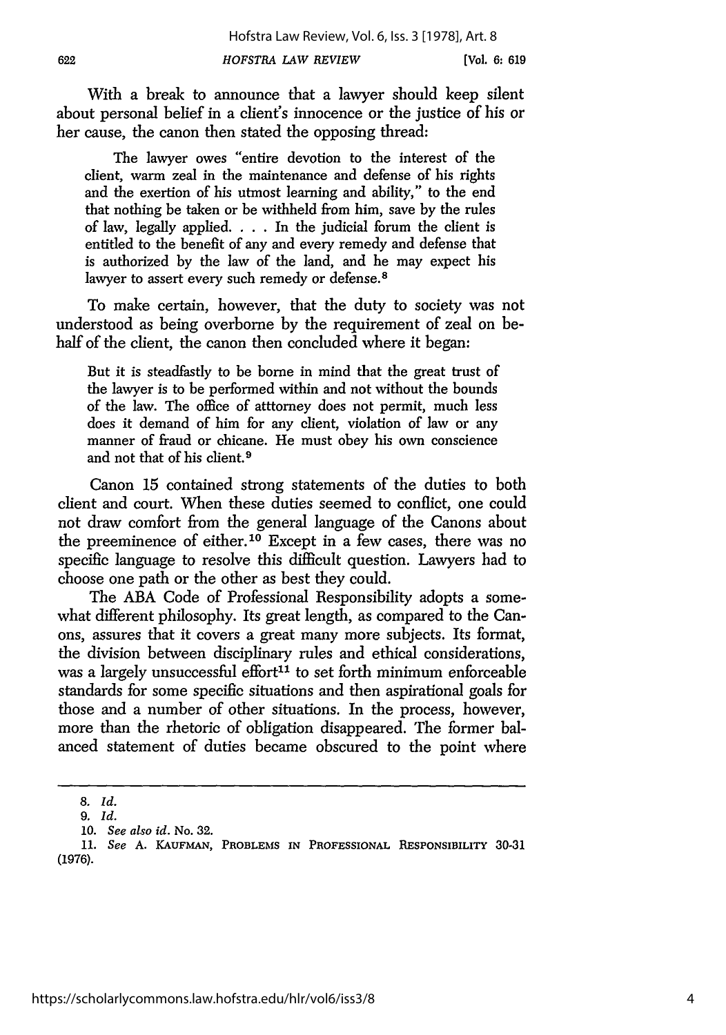With a break to announce that a lawyer should keep silent about personal belief in a client's innocence or the justice of his or her cause, the canon then stated the opposing thread:

> The lawyer owes "entire devotion to the interest of the client, warm zeal in the maintenance and defense of his rights and the exertion of his utmost learning and ability," to the end that nothing be taken or be withheld from him, save by the rules of law, legally applied. . . . In the judicial forum the client is entitled to the benefit of any and every remedy and defense that is authorized by the law of the land, and he may expect his lawyer to assert every such remedy or defense.[8]

To make certain, however, that the duty to society was not understood as being overborne by the requirement of zeal on behalf of the client, the canon then concluded where it began:

> But it is steadfastly to be borne in mind that the great trust of the lawyer is to be performed within and not without the bounds of the law. The office of atttorney does not permit, much less does it demand of him for any client, violation of law or any manner of fraud or chicane. He must obey his own conscience and not that of his client.[9]

Canon 15 contained strong statements of the duties to both client and court. When these duties seemed to conflict, one could not draw comfort from the general language of the Canons about the preeminence of either.[10] Except in a few cases, there was no specific language to resolve this difficult question. Lawyers had to choose one path or the other as best they could.

The ABA Code of Professional Responsibility adopts a somewhat different philosophy. Its great length, as compared to the Canons, assures that it covers a great many more subjects. Its format, the division between disciplinary rules and ethical considerations, was a largely unsuccessful effort[11] to set forth minimum enforceable standards for some specific situations and then aspirational goals for those and a number of other situations. In the process, however, more than the rhetoric of obligation disappeared. The former balanced statement of duties became obscured to the point where

---

8. *Id.*

9. *Id.*

10. *See also id.* No. 32.

11. *See* A. KAUFMAN, PROBLEMS IN PROFESSIONAL RESPONSIBILITY 30-31 (1976).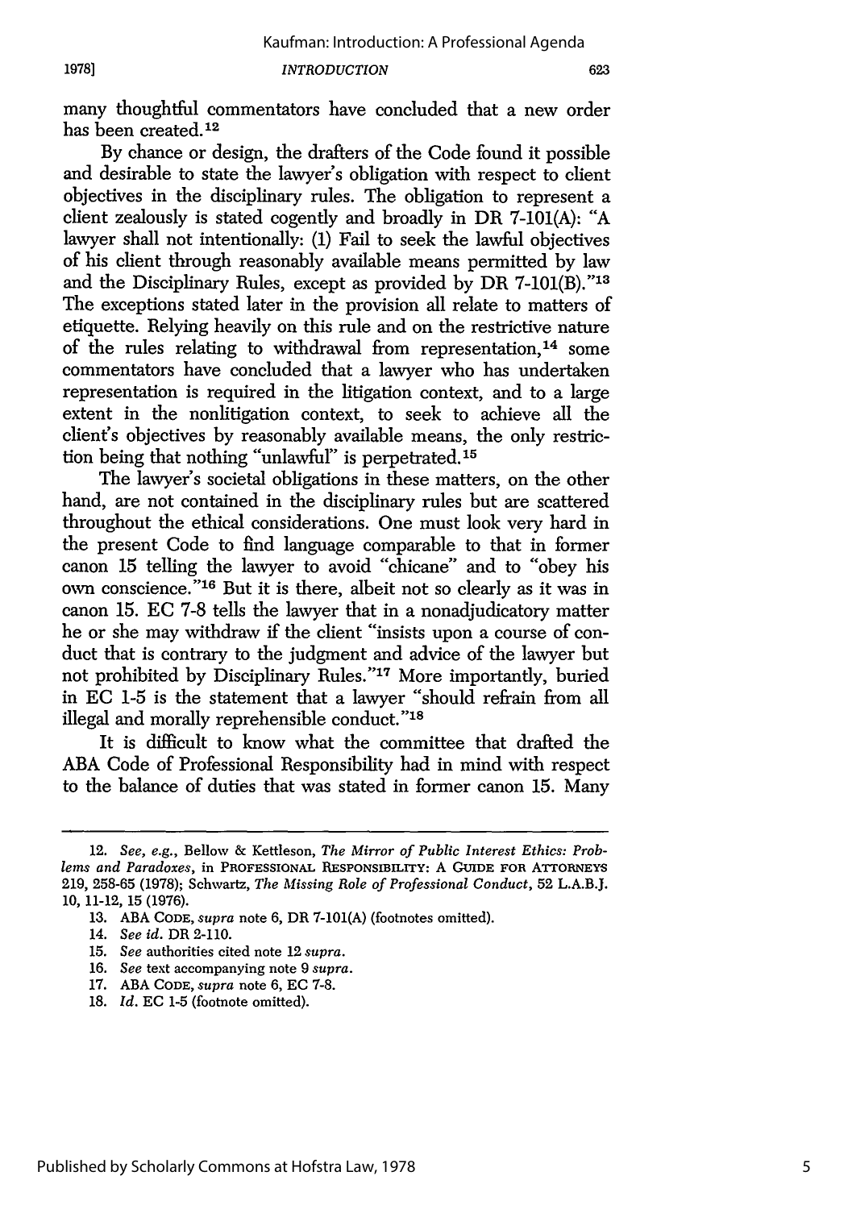many thoughtful commentators have concluded that a new order has been created.[12]

By chance or design, the drafters of the Code found it possible and desirable to state the lawyer's obligation with respect to client objectives in the disciplinary rules. The obligation to represent a client zealously is stated cogently and broadly in DR 7-101(A): "A lawyer shall not intentionally: (1) Fail to seek the lawful objectives of his client through reasonably available means permitted by law and the Disciplinary Rules, except as provided by DR 7-101(B)."[13] The exceptions stated later in the provision all relate to matters of etiquette. Relying heavily on this rule and on the restrictive nature of the rules relating to withdrawal from representation,[14] some commentators have concluded that a lawyer who has undertaken representation is required in the litigation context, and to a large extent in the nonlitigation context, to seek to achieve all the client's objectives by reasonably available means, the only restriction being that nothing "unlawful" is perpetrated.[15]

The lawyer's societal obligations in these matters, on the other hand, are not contained in the disciplinary rules but are scattered throughout the ethical considerations. One must look very hard in the present Code to find language comparable to that in former canon 15 telling the lawyer to avoid "chicane" and to "obey his own conscience."[16] But it is there, albeit not so clearly as it was in canon 15. EC 7-8 tells the lawyer that in a nonadjudicatory matter he or she may withdraw if the client "insists upon a course of conduct that is contrary to the judgment and advice of the lawyer but not prohibited by Disciplinary Rules."[17] More importantly, buried in EC 1-5 is the statement that a lawyer "should refrain from all illegal and morally reprehensible conduct."[18]

It is difficult to know what the committee that drafted the ABA Code of Professional Responsibility had in mind with respect to the balance of duties that was stated in former canon 15. Many

---

12. *See, e.g.*, Bellow & Kettleson, *The Mirror of Public Interest Ethics: Problems and Paradoxes*, in PROFESSIONAL RESPONSIBILITY: A GUIDE FOR ATTORNEYS 219, 258-65 (1978); Schwartz, *The Missing Role of Professional Conduct*, 52 L.A.B.J. 10, 11-12, 15 (1976).

13. ABA CODE, *supra* note 6, DR 7-101(A) (footnotes omitted).

14. *See id.* DR 2-110.

15. *See* authorities cited note 12 *supra*.

16. *See* text accompanying note 9 *supra*.

17. ABA CODE, *supra* note 6, EC 7-8.

18. *Id.* EC 1-5 (footnote omitted).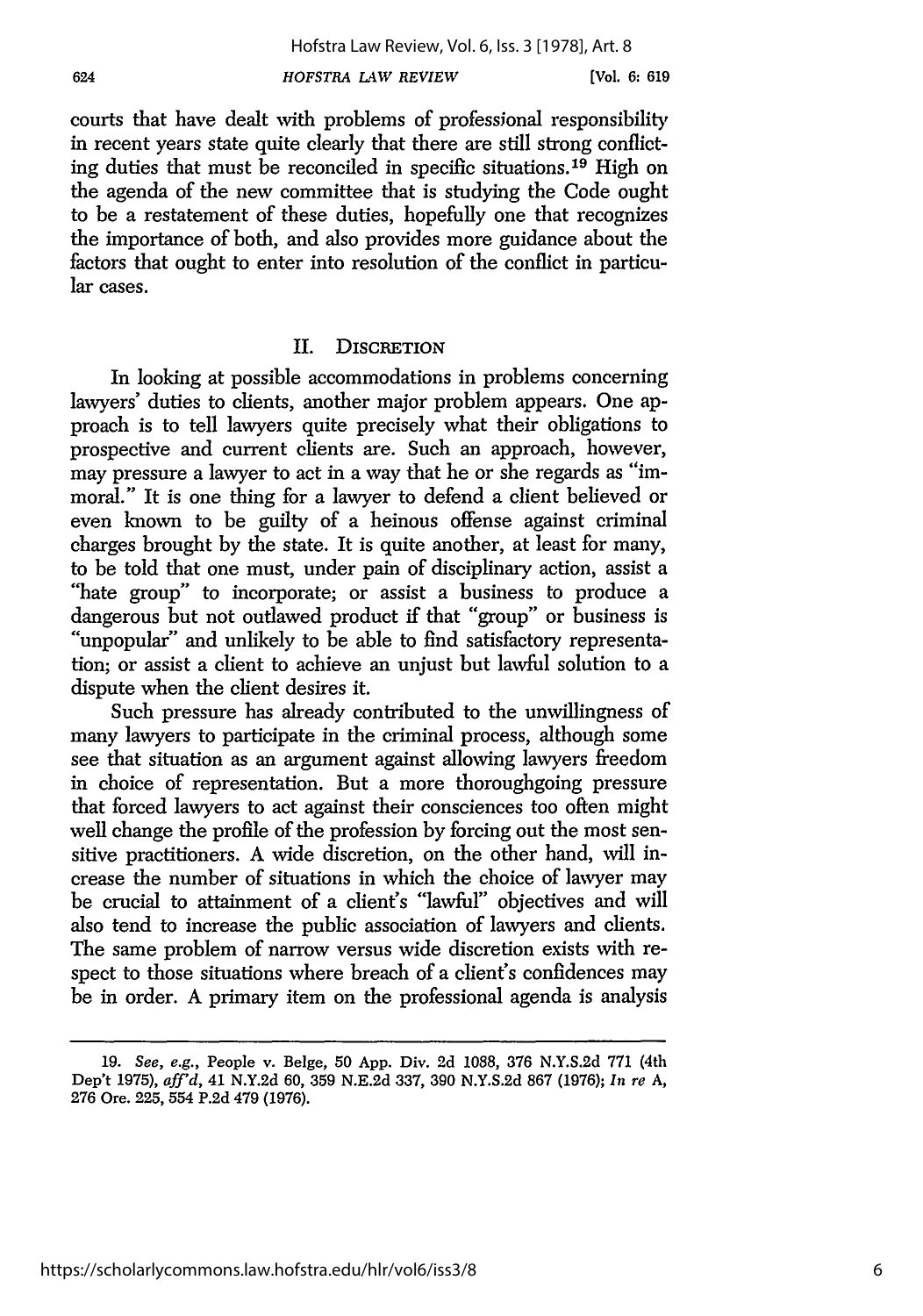courts that have dealt with problems of professional responsibility in recent years state quite clearly that there are still strong conflicting duties that must be reconciled in specific situations.[19] High on the agenda of the new committee that is studying the Code ought to be a restatement of these duties, hopefully one that recognizes the importance of both, and also provides more guidance about the factors that ought to enter into resolution of the conflict in particular cases.

## II. Discretion

In looking at possible accommodations in problems concerning lawyers' duties to clients, another major problem appears. One approach is to tell lawyers quite precisely what their obligations to prospective and current clients are. Such an approach, however, may pressure a lawyer to act in a way that he or she regards as "immoral." It is one thing for a lawyer to defend a client believed or even known to be guilty of a heinous offense against criminal charges brought by the state. It is quite another, at least for many, to be told that one must, under pain of disciplinary action, assist a "hate group" to incorporate; or assist a business to produce a dangerous but not outlawed product if that "group" or business is "unpopular" and unlikely to be able to find satisfactory representation; or assist a client to achieve an unjust but lawful solution to a dispute when the client desires it.

Such pressure has already contributed to the unwillingness of many lawyers to participate in the criminal process, although some see that situation as an argument against allowing lawyers freedom in choice of representation. But a more thoroughgoing pressure that forced lawyers to act against their consciences too often might well change the profile of the profession by forcing out the most sensitive practitioners. A wide discretion, on the other hand, will increase the number of situations in which the choice of lawyer may be crucial to attainment of a client's "lawful" objectives and will also tend to increase the public association of lawyers and clients. The same problem of narrow versus wide discretion exists with respect to those situations where breach of a client's confidences may be in order. A primary item on the professional agenda is analysis

---

19. *See, e.g.*, People v. Belge, 50 App. Div. 2d 1088, 376 N.Y.S.2d 771 (4th Dep't 1975), *aff'd*, 41 N.Y.2d 60, 359 N.E.2d 337, 390 N.Y.S.2d 867 (1976); *In re* A, 276 Ore. 225, 554 P.2d 479 (1976).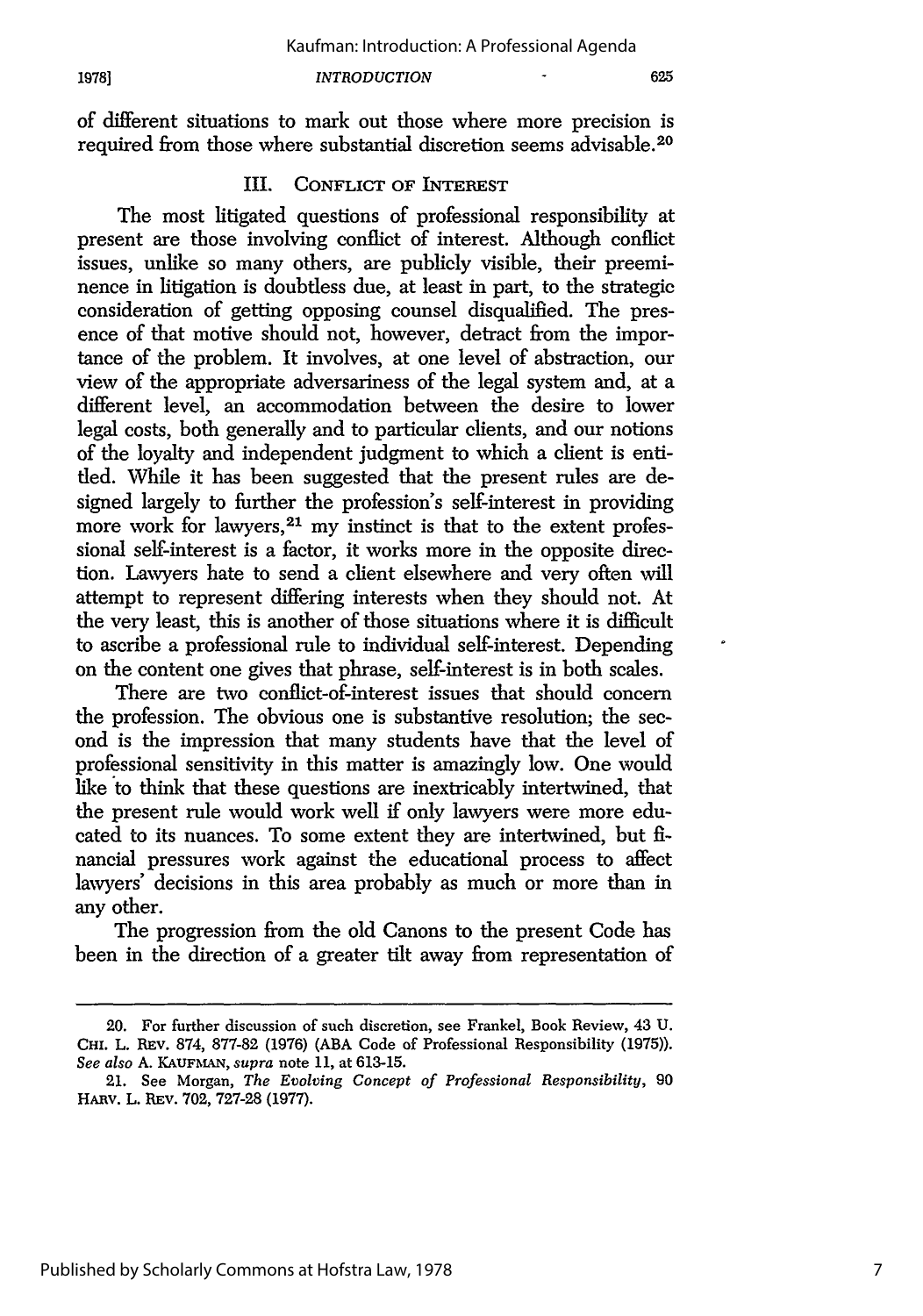of different situations to mark out those where more precision is required from those where substantial discretion seems advisable.[20]

## III. Conflict of Interest

The most litigated questions of professional responsibility at present are those involving conflict of interest. Although conflict issues, unlike so many others, are publicly visible, their preeminence in litigation is doubtless due, at least in part, to the strategic consideration of getting opposing counsel disqualified. The presence of that motive should not, however, detract from the importance of the problem. It involves, at one level of abstraction, our view of the appropriate adversariness of the legal system and, at a different level, an accommodation between the desire to lower legal costs, both generally and to particular clients, and our notions of the loyalty and independent judgment to which a client is entitled. While it has been suggested that the present rules are designed largely to further the profession's self-interest in providing more work for lawyers,[21] my instinct is that to the extent professional self-interest is a factor, it works more in the opposite direction. Lawyers hate to send a client elsewhere and very often will attempt to represent differing interests when they should not. At the very least, this is another of those situations where it is difficult to ascribe a professional rule to individual self-interest. Depending on the content one gives that phrase, self-interest is in both scales.

There are two conflict-of-interest issues that should concern the profession. The obvious one is substantive resolution; the second is the impression that many students have that the level of professional sensitivity in this matter is amazingly low. One would like to think that these questions are inextricably intertwined, that the present rule would work well if only lawyers were more educated to its nuances. To some extent they are intertwined, but financial pressures work against the educational process to affect lawyers' decisions in this area probably as much or more than in any other.

The progression from the old Canons to the present Code has been in the direction of a greater tilt away from representation of

---

20. For further discussion of such discretion, see Frankel, Book Review, 43 U. Chi. L. Rev. 874, 877-82 (1976) (ABA Code of Professional Responsibility (1975)). *See also* A. Kaufman, *supra* note 11, at 613-15.

21. See Morgan, *The Evolving Concept of Professional Responsibility*, 90 Harv. L. Rev. 702, 727-28 (1977).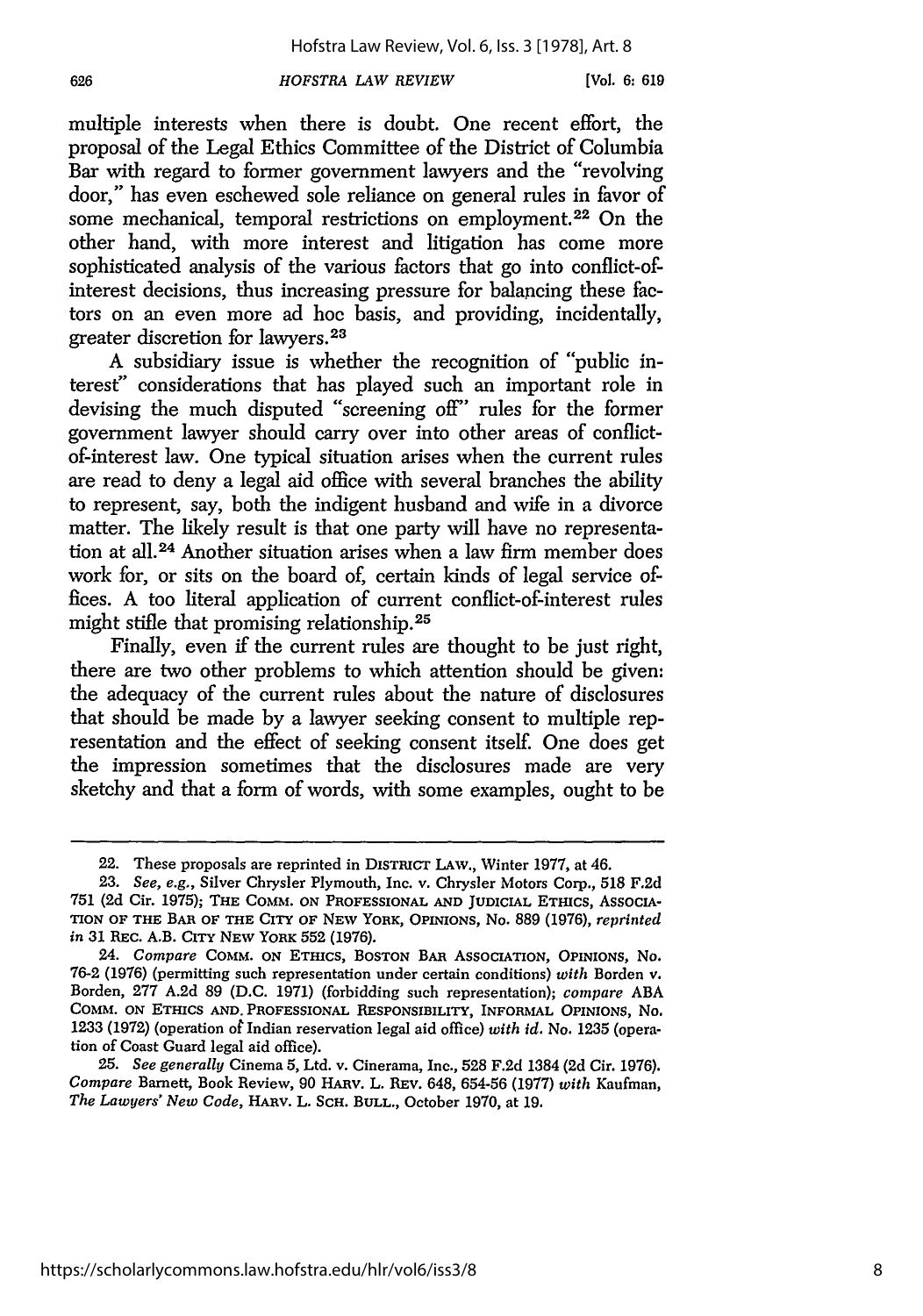multiple interests when there is doubt. One recent effort, the proposal of the Legal Ethics Committee of the District of Columbia Bar with regard to former government lawyers and the "revolving door," has even eschewed sole reliance on general rules in favor of some mechanical, temporal restrictions on employment.[22] On the other hand, with more interest and litigation has come more sophisticated analysis of the various factors that go into conflict-of-interest decisions, thus increasing pressure for balancing these factors on an even more ad hoc basis, and providing, incidentally, greater discretion for lawyers.[23]

A subsidiary issue is whether the recognition of "public interest" considerations that has played such an important role in devising the much disputed "screening off" rules for the former government lawyer should carry over into other areas of conflict-of-interest law. One typical situation arises when the current rules are read to deny a legal aid office with several branches the ability to represent, say, both the indigent husband and wife in a divorce matter. The likely result is that one party will have no representation at all.[24] Another situation arises when a law firm member does work for, or sits on the board of, certain kinds of legal service offices. A too literal application of current conflict-of-interest rules might stifle that promising relationship.[25]

Finally, even if the current rules are thought to be just right, there are two other problems to which attention should be given: the adequacy of the current rules about the nature of disclosures that should be made by a lawyer seeking consent to multiple representation and the effect of seeking consent itself. One does get the impression sometimes that the disclosures made are very sketchy and that a form of words, with some examples, ought to be

---

22. These proposals are reprinted in DISTRICT LAW., Winter 1977, at 46.

23. *See, e.g.*, Silver Chrysler Plymouth, Inc. v. Chrysler Motors Corp., 518 F.2d 751 (2d Cir. 1975); THE COMM. ON PROFESSIONAL AND JUDICIAL ETHICS, ASSOCIATION OF THE BAR OF THE CITY OF NEW YORK, OPINIONS, No. 889 (1976), *reprinted in* 31 REC. A.B. CITY NEW YORK 552 (1976).

24. *Compare* COMM. ON ETHICS, BOSTON BAR ASSOCIATION, OPINIONS, No. 76-2 (1976) (permitting such representation under certain conditions) *with* Borden v. Borden, 277 A.2d 89 (D.C. 1971) (forbidding such representation); *compare* ABA COMM. ON ETHICS AND PROFESSIONAL RESPONSIBILITY, INFORMAL OPINIONS, No. 1233 (1972) (operation of Indian reservation legal aid office) *with id.* No. 1235 (operation of Coast Guard legal aid office).

25. *See generally* Cinema 5, Ltd. v. Cinerama, Inc., 528 F.2d 1384 (2d Cir. 1976). *Compare* Barnett, Book Review, 90 HARV. L. REV. 648, 654-56 (1977) *with* Kaufman, *The Lawyers' New Code*, HARV. L. SCH. BULL., October 1970, at 19.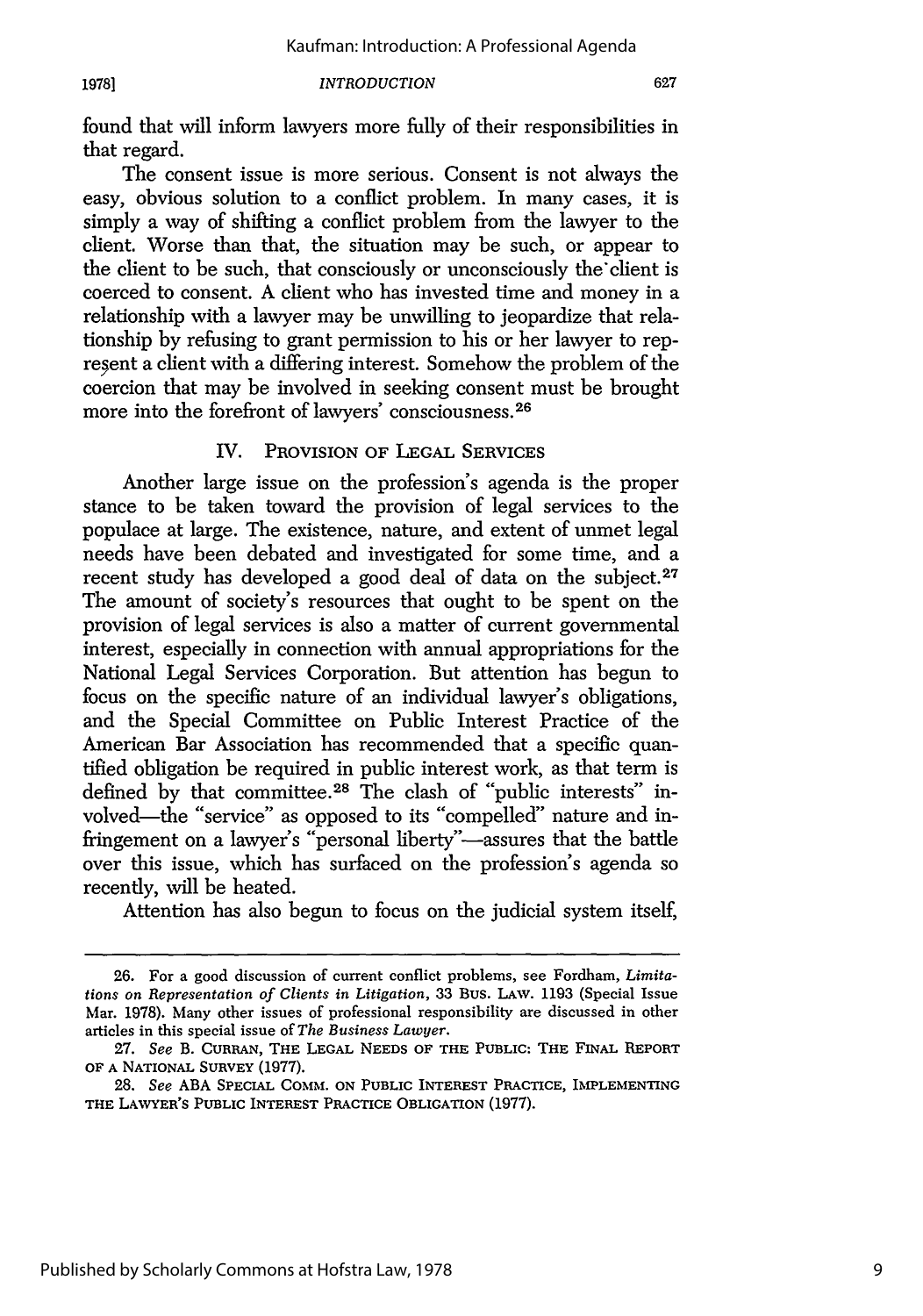found that will inform lawyers more fully of their responsibilities in that regard.

The consent issue is more serious. Consent is not always the easy, obvious solution to a conflict problem. In many cases, it is simply a way of shifting a conflict problem from the lawyer to the client. Worse than that, the situation may be such, or appear to the client to be such, that consciously or unconsciously the client is coerced to consent. A client who has invested time and money in a relationship with a lawyer may be unwilling to jeopardize that relationship by refusing to grant permission to his or her lawyer to represent a client with a differing interest. Somehow the problem of the coercion that may be involved in seeking consent must be brought more into the forefront of lawyers' consciousness.[26]

## IV. PROVISION OF LEGAL SERVICES

Another large issue on the profession's agenda is the proper stance to be taken toward the provision of legal services to the populace at large. The existence, nature, and extent of unmet legal needs have been debated and investigated for some time, and a recent study has developed a good deal of data on the subject.[27] The amount of society's resources that ought to be spent on the provision of legal services is also a matter of current governmental interest, especially in connection with annual appropriations for the National Legal Services Corporation. But attention has begun to focus on the specific nature of an individual lawyer's obligations, and the Special Committee on Public Interest Practice of the American Bar Association has recommended that a specific quantified obligation be required in public interest work, as that term is defined by that committee.[28] The clash of "public interests" involved—the "service" as opposed to its "compelled" nature and infringement on a lawyer's "personal liberty"—assures that the battle over this issue, which has surfaced on the profession's agenda so recently, will be heated.

Attention has also begun to focus on the judicial system itself,

---

26. For a good discussion of current conflict problems, see Fordham, *Limitations on Representation of Clients in Litigation*, 33 BUS. LAW. 1193 (Special Issue Mar. 1978). Many other issues of professional responsibility are discussed in other articles in this special issue of *The Business Lawyer*.

27. *See* B. CURRAN, THE LEGAL NEEDS OF THE PUBLIC: THE FINAL REPORT OF A NATIONAL SURVEY (1977).

28. *See* ABA SPECIAL COMM. ON PUBLIC INTEREST PRACTICE, IMPLEMENTING THE LAWYER'S PUBLIC INTEREST PRACTICE OBLIGATION (1977).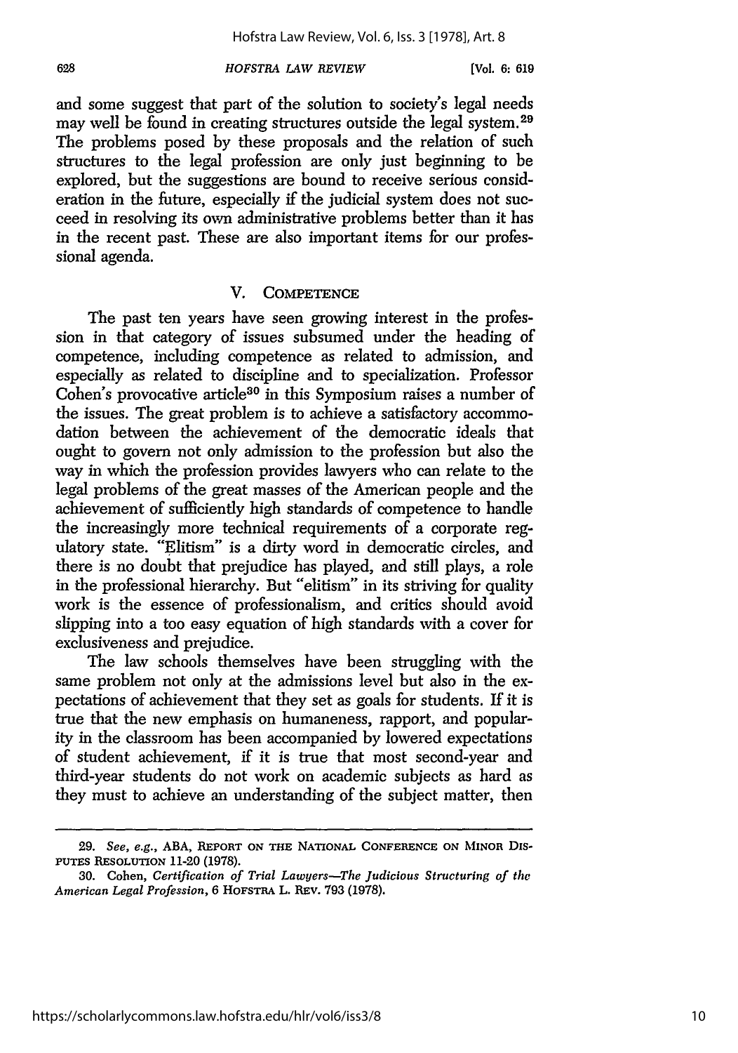and some suggest that part of the solution to society's legal needs may well be found in creating structures outside the legal system.[29] The problems posed by these proposals and the relation of such structures to the legal profession are only just beginning to be explored, but the suggestions are bound to receive serious consideration in the future, especially if the judicial system does not succeed in resolving its own administrative problems better than it has in the recent past. These are also important items for our professional agenda.

## V. Competence

The past ten years have seen growing interest in the profession in that category of issues subsumed under the heading of competence, including competence as related to admission, and especially as related to discipline and to specialization. Professor Cohen's provocative article[30] in this Symposium raises a number of the issues. The great problem is to achieve a satisfactory accommodation between the achievement of the democratic ideals that ought to govern not only admission to the profession but also the way in which the profession provides lawyers who can relate to the legal problems of the great masses of the American people and the achievement of sufficiently high standards of competence to handle the increasingly more technical requirements of a corporate regulatory state. "Elitism" is a dirty word in democratic circles, and there is no doubt that prejudice has played, and still plays, a role in the professional hierarchy. But "elitism" in its striving for quality work is the essence of professionalism, and critics should avoid slipping into a too easy equation of high standards with a cover for exclusiveness and prejudice.

The law schools themselves have been struggling with the same problem not only at the admissions level but also in the expectations of achievement that they set as goals for students. If it is true that the new emphasis on humaneness, rapport, and popularity in the classroom has been accompanied by lowered expectations of student achievement, if it is true that most second-year and third-year students do not work on academic subjects as hard as they must to achieve an understanding of the subject matter, then

---

29. *See, e.g.*, ABA, Report on the National Conference on Minor Disputes Resolution 11-20 (1978).

30. Cohen, *Certification of Trial Lawyers—The Judicious Structuring of the American Legal Profession*, 6 Hofstra L. Rev. 793 (1978).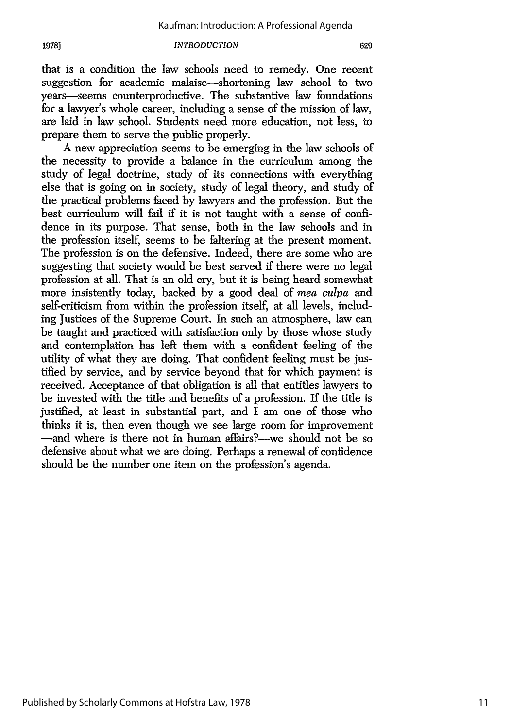that is a condition the law schools need to remedy. One recent suggestion for academic malaise—shortening law school to two years—seems counterproductive. The substantive law foundations for a lawyer's whole career, including a sense of the mission of law, are laid in law school. Students need more education, not less, to prepare them to serve the public properly.

A new appreciation seems to be emerging in the law schools of the necessity to provide a balance in the curriculum among the study of legal doctrine, study of its connections with everything else that is going on in society, study of legal theory, and study of the practical problems faced by lawyers and the profession. But the best curriculum will fail if it is not taught with a sense of confidence in its purpose. That sense, both in the law schools and in the profession itself, seems to be faltering at the present moment. The profession is on the defensive. Indeed, there are some who are suggesting that society would be best served if there were no legal profession at all. That is an old cry, but it is being heard somewhat more insistently today, backed by a good deal of *mea culpa* and self-criticism from within the profession itself, at all levels, including Justices of the Supreme Court. In such an atmosphere, law can be taught and practiced with satisfaction only by those whose study and contemplation has left them with a confident feeling of the utility of what they are doing. That confident feeling must be justified by service, and by service beyond that for which payment is received. Acceptance of that obligation is all that entitles lawyers to be invested with the title and benefits of a profession. If the title is justified, at least in substantial part, and I am one of those who thinks it is, then even though we see large room for improvement —and where is there not in human affairs?—we should not be so defensive about what we are doing. Perhaps a renewal of confidence should be the number one item on the profession's agenda.